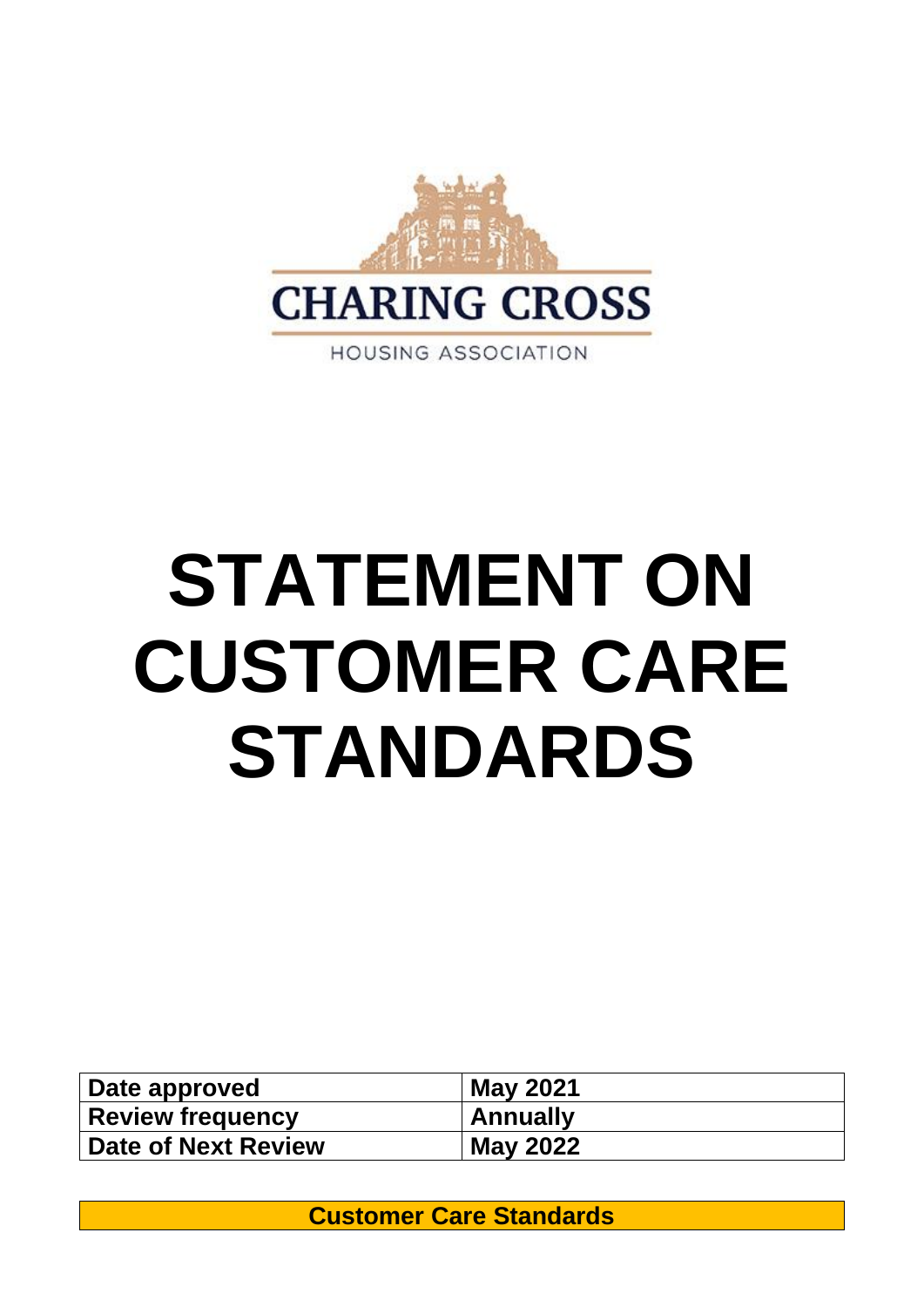CHARING CROSS

HOUSING ASSOCIATION

# STATEMENT ON CUSTOMER CARE STANDARDS

| Date approved | May 2021 |
|---|---|
| Review frequency | Annually |
| Date of Next Review | May 2022 |

**Customer Care Standards**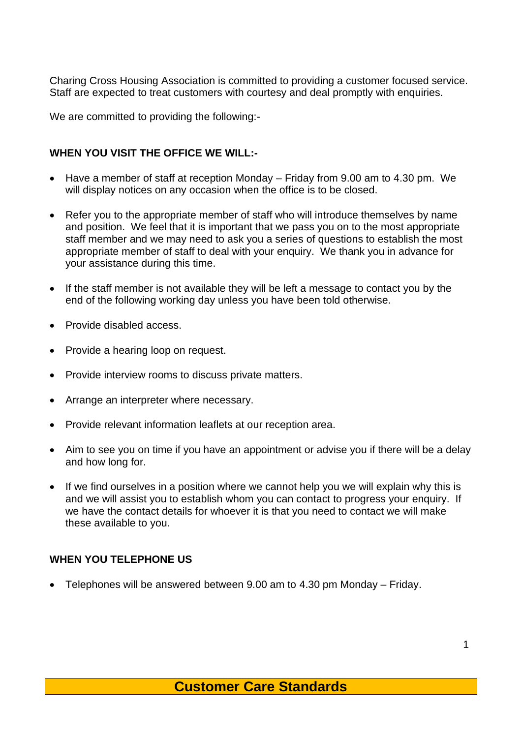Charing Cross Housing Association is committed to providing a customer focused service. Staff are expected to treat customers with courtesy and deal promptly with enquiries.

We are committed to providing the following:-

**WHEN YOU VISIT THE OFFICE WE WILL:-**

- Have a member of staff at reception Monday – Friday from 9.00 am to 4.30 pm. We will display notices on any occasion when the office is to be closed.
- Refer you to the appropriate member of staff who will introduce themselves by name and position. We feel that it is important that we pass you on to the most appropriate staff member and we may need to ask you a series of questions to establish the most appropriate member of staff to deal with your enquiry. We thank you in advance for your assistance during this time.
- If the staff member is not available they will be left a message to contact you by the end of the following working day unless you have been told otherwise.
- Provide disabled access.
- Provide a hearing loop on request.
- Provide interview rooms to discuss private matters.
- Arrange an interpreter where necessary.
- Provide relevant information leaflets at our reception area.
- Aim to see you on time if you have an appointment or advise you if there will be a delay and how long for.
- If we find ourselves in a position where we cannot help you we will explain why this is and we will assist you to establish whom you can contact to progress your enquiry. If we have the contact details for whoever it is that you need to contact we will make these available to you.

**WHEN YOU TELEPHONE US**

- Telephones will be answered between 9.00 am to 4.30 pm Monday – Friday.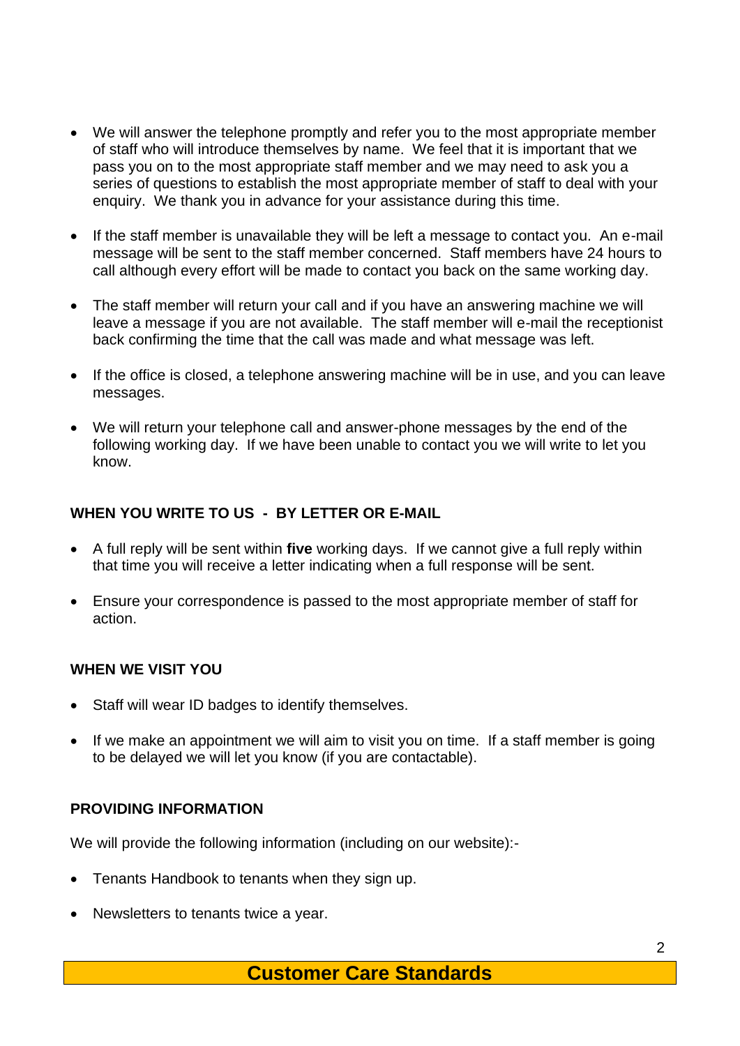- We will answer the telephone promptly and refer you to the most appropriate member of staff who will introduce themselves by name. We feel that it is important that we pass you on to the most appropriate staff member and we may need to ask you a series of questions to establish the most appropriate member of staff to deal with your enquiry. We thank you in advance for your assistance during this time.

- If the staff member is unavailable they will be left a message to contact you. An e-mail message will be sent to the staff member concerned. Staff members have 24 hours to call although every effort will be made to contact you back on the same working day.

- The staff member will return your call and if you have an answering machine we will leave a message if you are not available. The staff member will e-mail the receptionist back confirming the time that the call was made and what message was left.

- If the office is closed, a telephone answering machine will be in use, and you can leave messages.

- We will return your telephone call and answer-phone messages by the end of the following working day. If we have been unable to contact you we will write to let you know.

### WHEN YOU WRITE TO US - BY LETTER OR E-MAIL

- A full reply will be sent within **five** working days. If we cannot give a full reply within that time you will receive a letter indicating when a full response will be sent.

- Ensure your correspondence is passed to the most appropriate member of staff for action.

### WHEN WE VISIT YOU

- Staff will wear ID badges to identify themselves.

- If we make an appointment we will aim to visit you on time. If a staff member is going to be delayed we will let you know (if you are contactable).

### PROVIDING INFORMATION

We will provide the following information (including on our website):-

- Tenants Handbook to tenants when they sign up.

- Newsletters to tenants twice a year.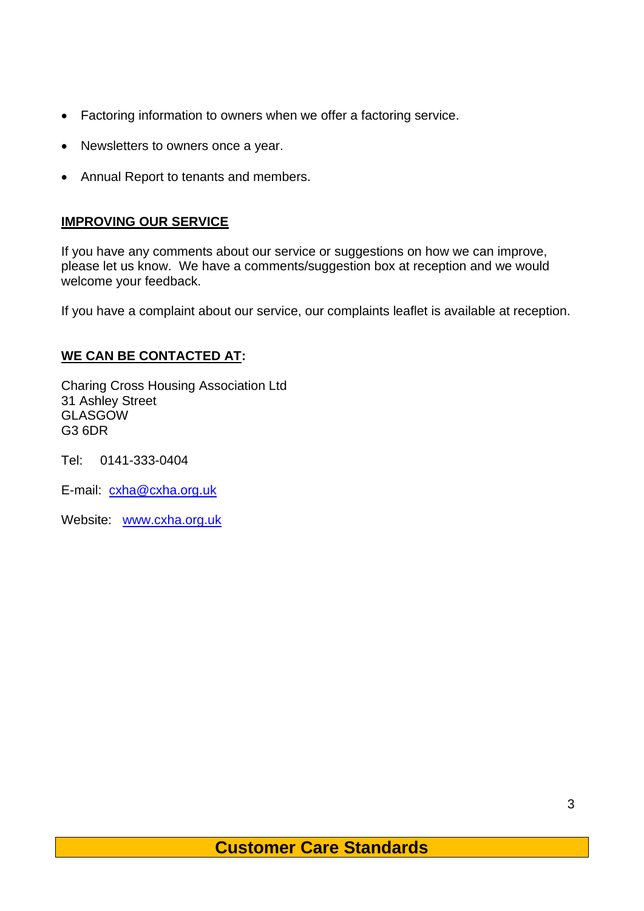- Factoring information to owners when we offer a factoring service.
- Newsletters to owners once a year.
- Annual Report to tenants and members.

## IMPROVING OUR SERVICE

If you have any comments about our service or suggestions on how we can improve, please let us know. We have a comments/suggestion box at reception and we would welcome your feedback.

If you have a complaint about our service, our complaints leaflet is available at reception.

## WE CAN BE CONTACTED AT:

Charing Cross Housing Association Ltd
31 Ashley Street
GLASGOW
G3 6DR

Tel: 0141-333-0404

E-mail: cxha@cxha.org.uk

Website: www.cxha.org.uk